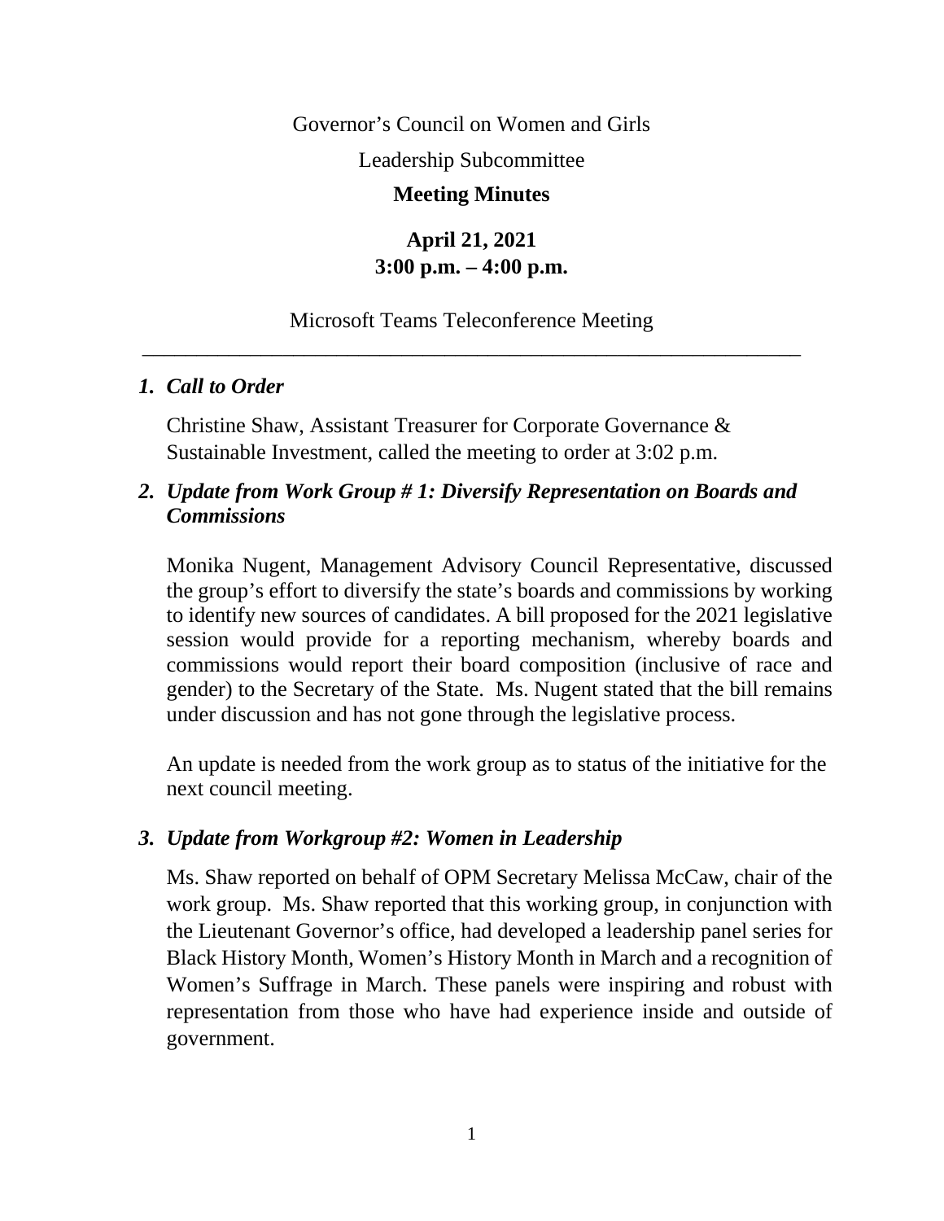Governor's Council on Women and Girls

Leadership Subcommittee

**Meeting Minutes**

**April 21, 2021**
**3:00 p.m. – 4:00 p.m.**

Microsoft Teams Teleconference Meeting

---

### *1. Call to Order*

Christine Shaw, Assistant Treasurer for Corporate Governance & Sustainable Investment, called the meeting to order at 3:02 p.m.

### *2. Update from Work Group # 1: Diversify Representation on Boards and Commissions*

Monika Nugent, Management Advisory Council Representative, discussed the group's effort to diversify the state's boards and commissions by working to identify new sources of candidates. A bill proposed for the 2021 legislative session would provide for a reporting mechanism, whereby boards and commissions would report their board composition (inclusive of race and gender) to the Secretary of the State. Ms. Nugent stated that the bill remains under discussion and has not gone through the legislative process.

An update is needed from the work group as to status of the initiative for the next council meeting.

### *3. Update from Workgroup #2: Women in Leadership*

Ms. Shaw reported on behalf of OPM Secretary Melissa McCaw, chair of the work group. Ms. Shaw reported that this working group, in conjunction with the Lieutenant Governor's office, had developed a leadership panel series for Black History Month, Women's History Month in March and a recognition of Women's Suffrage in March. These panels were inspiring and robust with representation from those who have had experience inside and outside of government.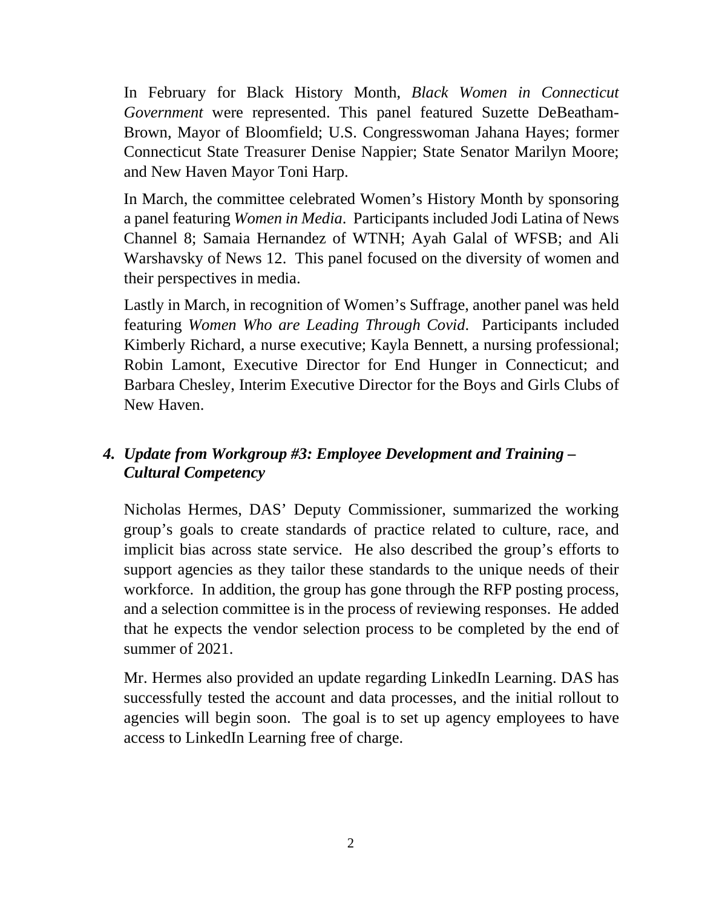In February for Black History Month, *Black Women in Connecticut Government* were represented. This panel featured Suzette DeBeatham-Brown, Mayor of Bloomfield; U.S. Congresswoman Jahana Hayes; former Connecticut State Treasurer Denise Nappier; State Senator Marilyn Moore; and New Haven Mayor Toni Harp.

In March, the committee celebrated Women's History Month by sponsoring a panel featuring *Women in Media*. Participants included Jodi Latina of News Channel 8; Samaia Hernandez of WTNH; Ayah Galal of WFSB; and Ali Warshavsky of News 12. This panel focused on the diversity of women and their perspectives in media.

Lastly in March, in recognition of Women's Suffrage, another panel was held featuring *Women Who are Leading Through Covid*. Participants included Kimberly Richard, a nurse executive; Kayla Bennett, a nursing professional; Robin Lamont, Executive Director for End Hunger in Connecticut; and Barbara Chesley, Interim Executive Director for the Boys and Girls Clubs of New Haven.

### 4. *Update from Workgroup #3: Employee Development and Training – Cultural Competency*

Nicholas Hermes, DAS' Deputy Commissioner, summarized the working group's goals to create standards of practice related to culture, race, and implicit bias across state service. He also described the group's efforts to support agencies as they tailor these standards to the unique needs of their workforce. In addition, the group has gone through the RFP posting process, and a selection committee is in the process of reviewing responses. He added that he expects the vendor selection process to be completed by the end of summer of 2021.

Mr. Hermes also provided an update regarding LinkedIn Learning. DAS has successfully tested the account and data processes, and the initial rollout to agencies will begin soon. The goal is to set up agency employees to have access to LinkedIn Learning free of charge.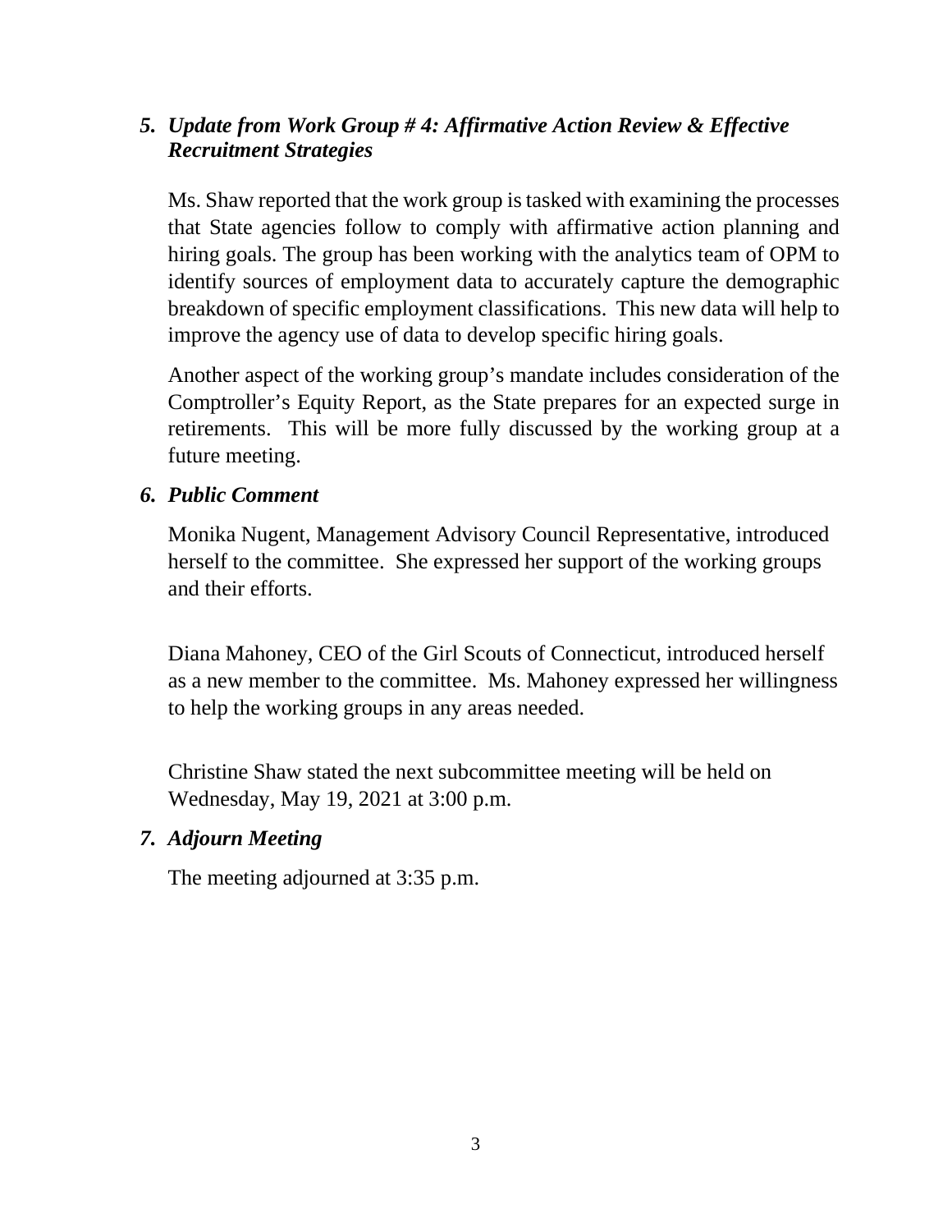### *5. Update from Work Group # 4: Affirmative Action Review & Effective Recruitment Strategies*

Ms. Shaw reported that the work group is tasked with examining the processes that State agencies follow to comply with affirmative action planning and hiring goals. The group has been working with the analytics team of OPM to identify sources of employment data to accurately capture the demographic breakdown of specific employment classifications. This new data will help to improve the agency use of data to develop specific hiring goals.

Another aspect of the working group's mandate includes consideration of the Comptroller's Equity Report, as the State prepares for an expected surge in retirements. This will be more fully discussed by the working group at a future meeting.

### *6. Public Comment*

Monika Nugent, Management Advisory Council Representative, introduced herself to the committee. She expressed her support of the working groups and their efforts.

Diana Mahoney, CEO of the Girl Scouts of Connecticut, introduced herself as a new member to the committee. Ms. Mahoney expressed her willingness to help the working groups in any areas needed.

Christine Shaw stated the next subcommittee meeting will be held on Wednesday, May 19, 2021 at 3:00 p.m.

### *7. Adjourn Meeting*

The meeting adjourned at 3:35 p.m.